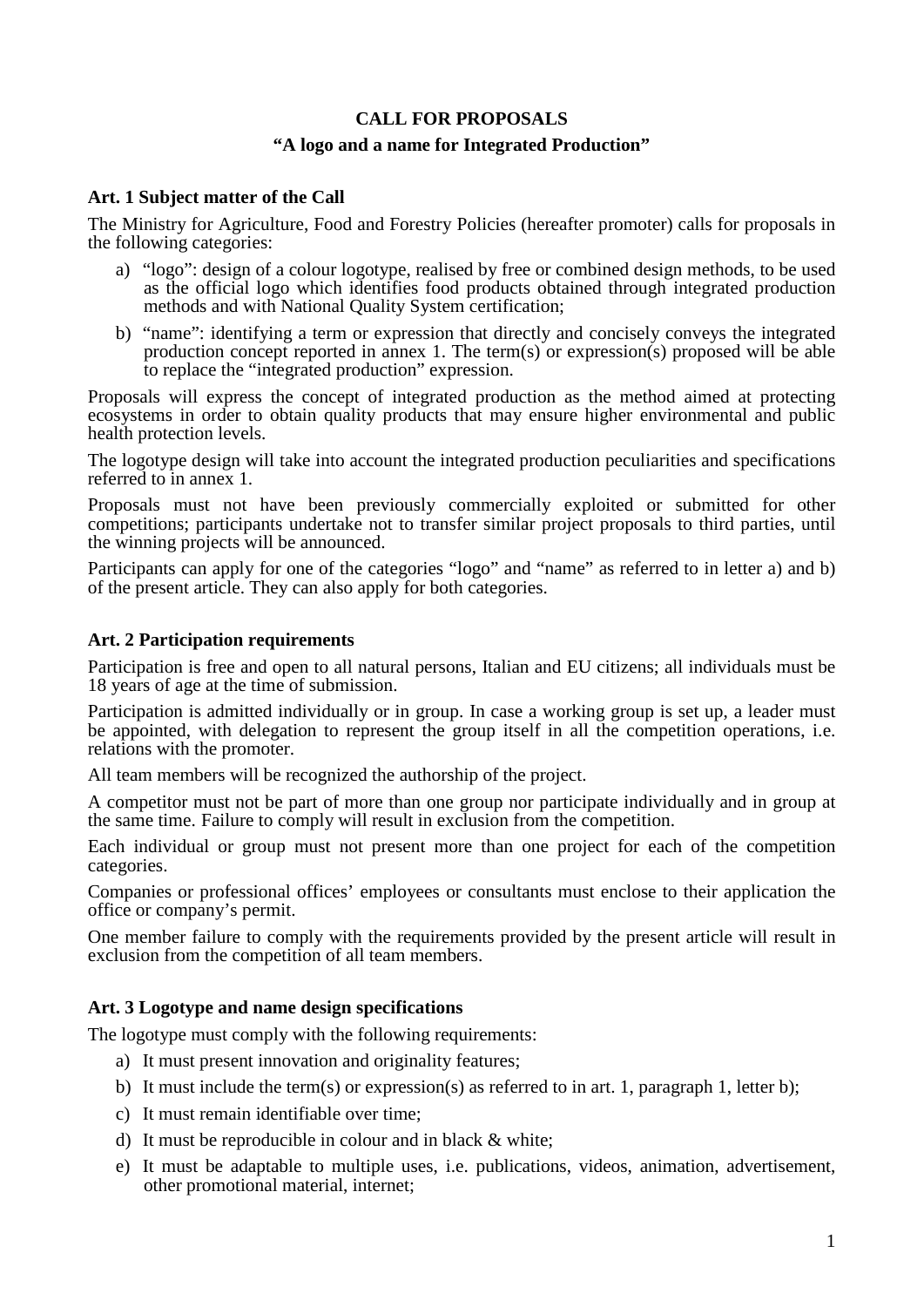# CALL FOR PROPOSALS

## "A logo and a name for Integrated Production"

### Art. 1 Subject matter of the Call

The Ministry for Agriculture, Food and Forestry Policies (hereafter promoter) calls for proposals in the following categories:

a) "logo": design of a colour logotype, realised by free or combined design methods, to be used as the official logo which identifies food products obtained through integrated production methods and with National Quality System certification;

b) "name": identifying a term or expression that directly and concisely conveys the integrated production concept reported in annex 1. The term(s) or expression(s) proposed will be able to replace the "integrated production" expression.

Proposals will express the concept of integrated production as the method aimed at protecting ecosystems in order to obtain quality products that may ensure higher environmental and public health protection levels.

The logotype design will take into account the integrated production peculiarities and specifications referred to in annex 1.

Proposals must not have been previously commercially exploited or submitted for other competitions; participants undertake not to transfer similar project proposals to third parties, until the winning projects will be announced.

Participants can apply for one of the categories "logo" and "name" as referred to in letter a) and b) of the present article. They can also apply for both categories.

### Art. 2 Participation requirements

Participation is free and open to all natural persons, Italian and EU citizens; all individuals must be 18 years of age at the time of submission.

Participation is admitted individually or in group. In case a working group is set up, a leader must be appointed, with delegation to represent the group itself in all the competition operations, i.e. relations with the promoter.

All team members will be recognized the authorship of the project.

A competitor must not be part of more than one group nor participate individually and in group at the same time. Failure to comply will result in exclusion from the competition.

Each individual or group must not present more than one project for each of the competition categories.

Companies or professional offices' employees or consultants must enclose to their application the office or company's permit.

One member failure to comply with the requirements provided by the present article will result in exclusion from the competition of all team members.

### Art. 3 Logotype and name design specifications

The logotype must comply with the following requirements:

a) It must present innovation and originality features;
b) It must include the term(s) or expression(s) as referred to in art. 1, paragraph 1, letter b);
c) It must remain identifiable over time;
d) It must be reproducible in colour and in black & white;
e) It must be adaptable to multiple uses, i.e. publications, videos, animation, advertisement, other promotional material, internet;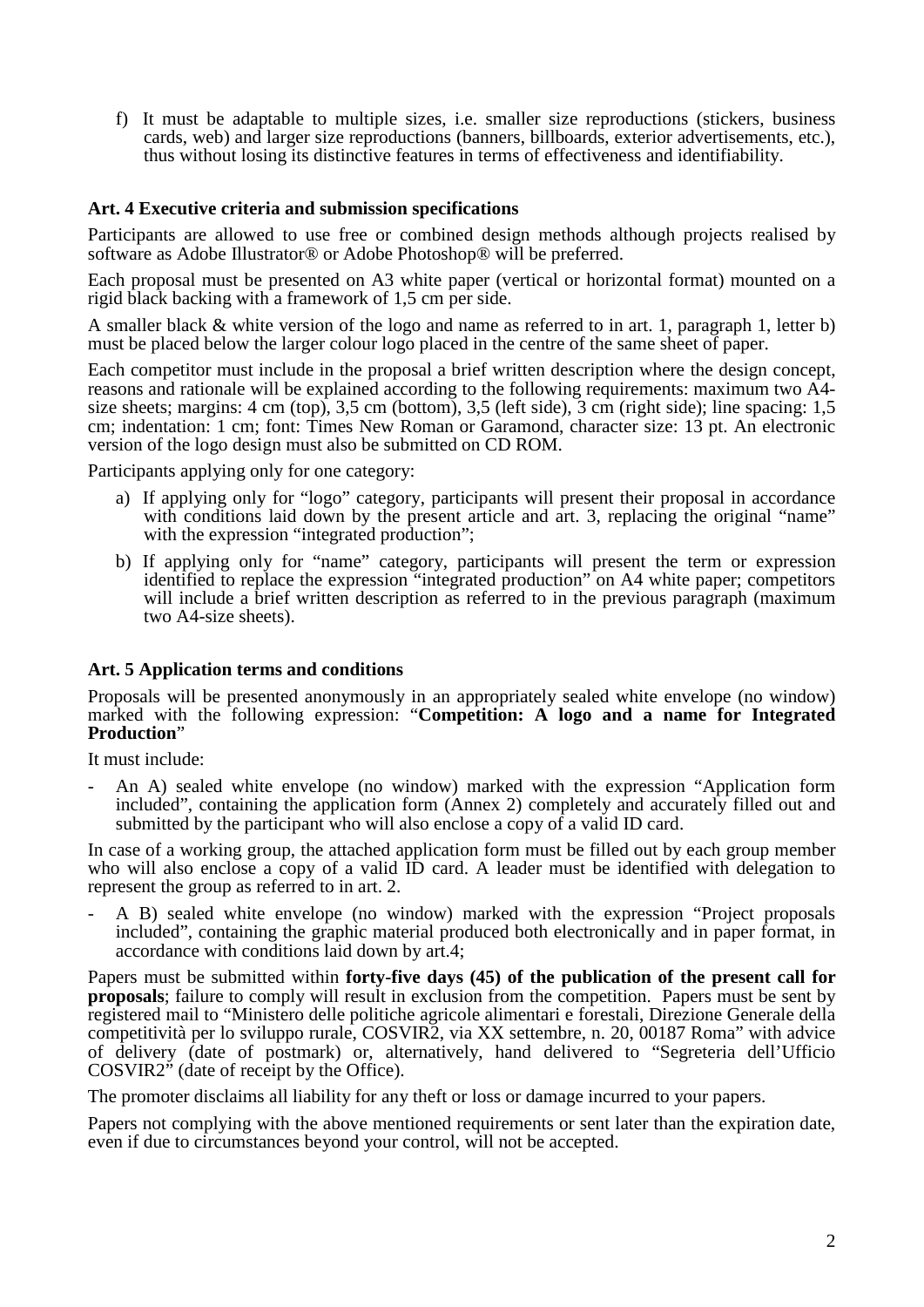f) It must be adaptable to multiple sizes, i.e. smaller size reproductions (stickers, business cards, web) and larger size reproductions (banners, billboards, exterior advertisements, etc.), thus without losing its distinctive features in terms of effectiveness and identifiability.

**Art. 4 Executive criteria and submission specifications**

Participants are allowed to use free or combined design methods although projects realised by software as Adobe Illustrator® or Adobe Photoshop® will be preferred.

Each proposal must be presented on A3 white paper (vertical or horizontal format) mounted on a rigid black backing with a framework of 1,5 cm per side.

A smaller black & white version of the logo and name as referred to in art. 1, paragraph 1, letter b) must be placed below the larger colour logo placed in the centre of the same sheet of paper.

Each competitor must include in the proposal a brief written description where the design concept, reasons and rationale will be explained according to the following requirements: maximum two A4-size sheets; margins: 4 cm (top), 3,5 cm (bottom), 3,5 (left side), 3 cm (right side); line spacing: 1,5 cm; indentation: 1 cm; font: Times New Roman or Garamond, character size: 13 pt. An electronic version of the logo design must also be submitted on CD ROM.

Participants applying only for one category:

a) If applying only for "logo" category, participants will present their proposal in accordance with conditions laid down by the present article and art. 3, replacing the original "name" with the expression "integrated production";

b) If applying only for "name" category, participants will present the term or expression identified to replace the expression "integrated production" on A4 white paper; competitors will include a brief written description as referred to in the previous paragraph (maximum two A4-size sheets).

**Art. 5 Application terms and conditions**

Proposals will be presented anonymously in an appropriately sealed white envelope (no window) marked with the following expression: "**Competition: A logo and a name for Integrated Production**"

It must include:

- An A) sealed white envelope (no window) marked with the expression "Application form included", containing the application form (Annex 2) completely and accurately filled out and submitted by the participant who will also enclose a copy of a valid ID card.

In case of a working group, the attached application form must be filled out by each group member who will also enclose a copy of a valid ID card. A leader must be identified with delegation to represent the group as referred to in art. 2.

- A B) sealed white envelope (no window) marked with the expression "Project proposals included", containing the graphic material produced both electronically and in paper format, in accordance with conditions laid down by art.4;

Papers must be submitted within **forty-five days (45) of the publication of the present call for proposals**; failure to comply will result in exclusion from the competition. Papers must be sent by registered mail to "Ministero delle politiche agricole alimentari e forestali, Direzione Generale della competitività per lo sviluppo rurale, COSVIR2, via XX settembre, n. 20, 00187 Roma" with advice of delivery (date of postmark) or, alternatively, hand delivered to "Segreteria dell'Ufficio COSVIR2" (date of receipt by the Office).

The promoter disclaims all liability for any theft or loss or damage incurred to your papers.

Papers not complying with the above mentioned requirements or sent later than the expiration date, even if due to circumstances beyond your control, will not be accepted.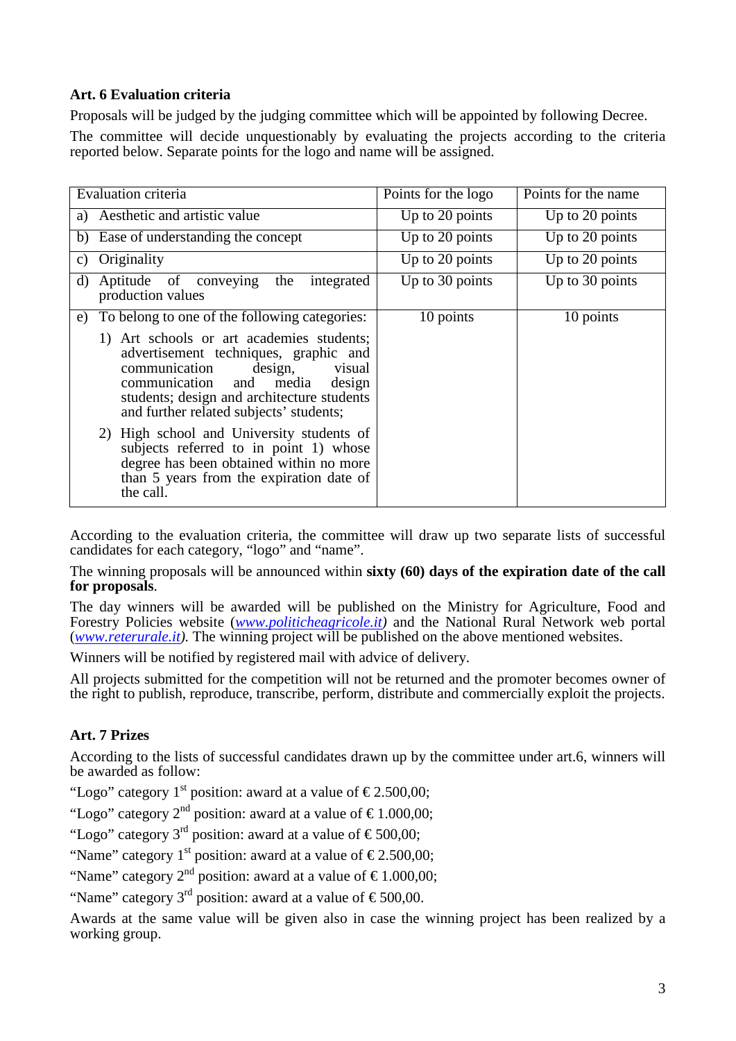**Art. 6 Evaluation criteria**

Proposals will be judged by the judging committee which will be appointed by following Decree.

The committee will decide unquestionably by evaluating the projects according to the criteria reported below. Separate points for the logo and name will be assigned.

| Evaluation criteria | Points for the logo | Points for the name |
|---|---|---|
| a) Aesthetic and artistic value | Up to 20 points | Up to 20 points |
| b) Ease of understanding the concept | Up to 20 points | Up to 20 points |
| c) Originality | Up to 20 points | Up to 20 points |
| d) Aptitude of conveying the integrated production values | Up to 30 points | Up to 30 points |
| e) To belong to one of the following categories:<br>1) Art schools or art academies students; advertisement techniques, graphic and communication design, visual communication and media design students; design and architecture students and further related subjects' students;<br>2) High school and University students of subjects referred to in point 1) whose degree has been obtained within no more than 5 years from the expiration date of the call. | 10 points | 10 points |

According to the evaluation criteria, the committee will draw up two separate lists of successful candidates for each category, "logo" and "name".

The winning proposals will be announced within **sixty (60) days of the expiration date of the call for proposals**.

The day winners will be awarded will be published on the Ministry for Agriculture, Food and Forestry Policies website (*www.politicheagricole.it*) and the National Rural Network web portal (*www.reterurale.it*). The winning project will be published on the above mentioned websites.

Winners will be notified by registered mail with advice of delivery.

All projects submitted for the competition will not be returned and the promoter becomes owner of the right to publish, reproduce, transcribe, perform, distribute and commercially exploit the projects.

**Art. 7 Prizes**

According to the lists of successful candidates drawn up by the committee under art.6, winners will be awarded as follow:

"Logo" category 1st position: award at a value of € 2.500,00;

"Logo" category 2nd position: award at a value of € 1.000,00;

"Logo" category 3rd position: award at a value of € 500,00;

"Name" category 1st position: award at a value of € 2.500,00;

"Name" category 2nd position: award at a value of € 1.000,00;

"Name" category 3rd position: award at a value of € 500,00.

Awards at the same value will be given also in case the winning project has been realized by a working group.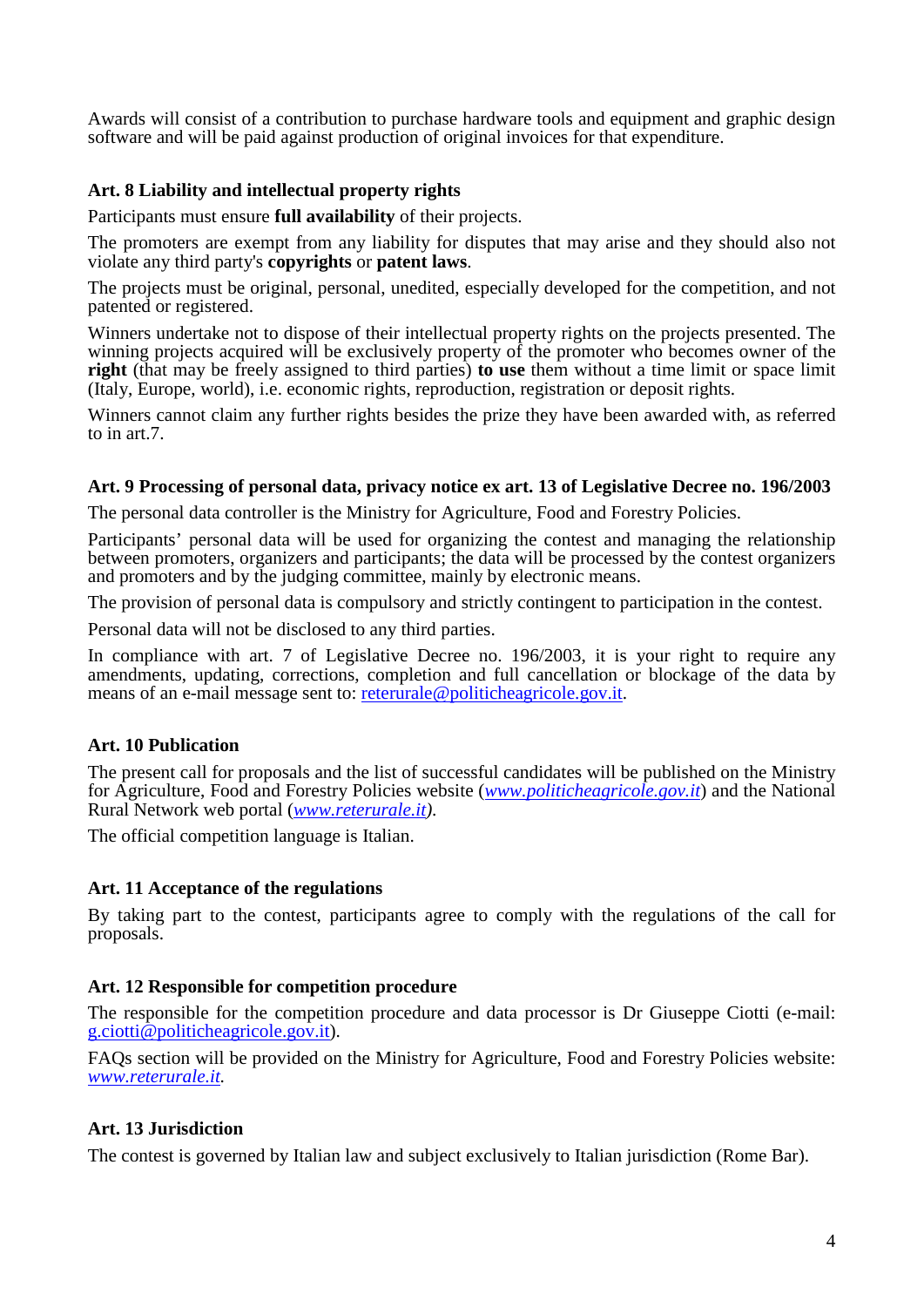Awards will consist of a contribution to purchase hardware tools and equipment and graphic design software and will be paid against production of original invoices for that expenditure.

### Art. 8 Liability and intellectual property rights

Participants must ensure **full availability** of their projects.

The promoters are exempt from any liability for disputes that may arise and they should also not violate any third party's **copyrights** or **patent laws**.

The projects must be original, personal, unedited, especially developed for the competition, and not patented or registered.

Winners undertake not to dispose of their intellectual property rights on the projects presented. The winning projects acquired will be exclusively property of the promoter who becomes owner of the **right** (that may be freely assigned to third parties) **to use** them without a time limit or space limit (Italy, Europe, world), i.e. economic rights, reproduction, registration or deposit rights.

Winners cannot claim any further rights besides the prize they have been awarded with, as referred to in art.7.

### Art. 9 Processing of personal data, privacy notice ex art. 13 of Legislative Decree no. 196/2003

The personal data controller is the Ministry for Agriculture, Food and Forestry Policies.

Participants' personal data will be used for organizing the contest and managing the relationship between promoters, organizers and participants; the data will be processed by the contest organizers and promoters and by the judging committee, mainly by electronic means.

The provision of personal data is compulsory and strictly contingent to participation in the contest.

Personal data will not be disclosed to any third parties.

In compliance with art. 7 of Legislative Decree no. 196/2003, it is your right to require any amendments, updating, corrections, completion and full cancellation or blockage of the data by means of an e-mail message sent to: reterurale@politicheagricole.gov.it.

### Art. 10 Publication

The present call for proposals and the list of successful candidates will be published on the Ministry for Agriculture, Food and Forestry Policies website (*www.politicheagricole.gov.it*) and the National Rural Network web portal (*www.reterurale.it).*

The official competition language is Italian.

### Art. 11 Acceptance of the regulations

By taking part to the contest, participants agree to comply with the regulations of the call for proposals.

### Art. 12 Responsible for competition procedure

The responsible for the competition procedure and data processor is Dr Giuseppe Ciotti (e-mail: g.ciotti@politicheagricole.gov.it).

FAQs section will be provided on the Ministry for Agriculture, Food and Forestry Policies website: *www.reterurale.it.*

### Art. 13 Jurisdiction

The contest is governed by Italian law and subject exclusively to Italian jurisdiction (Rome Bar).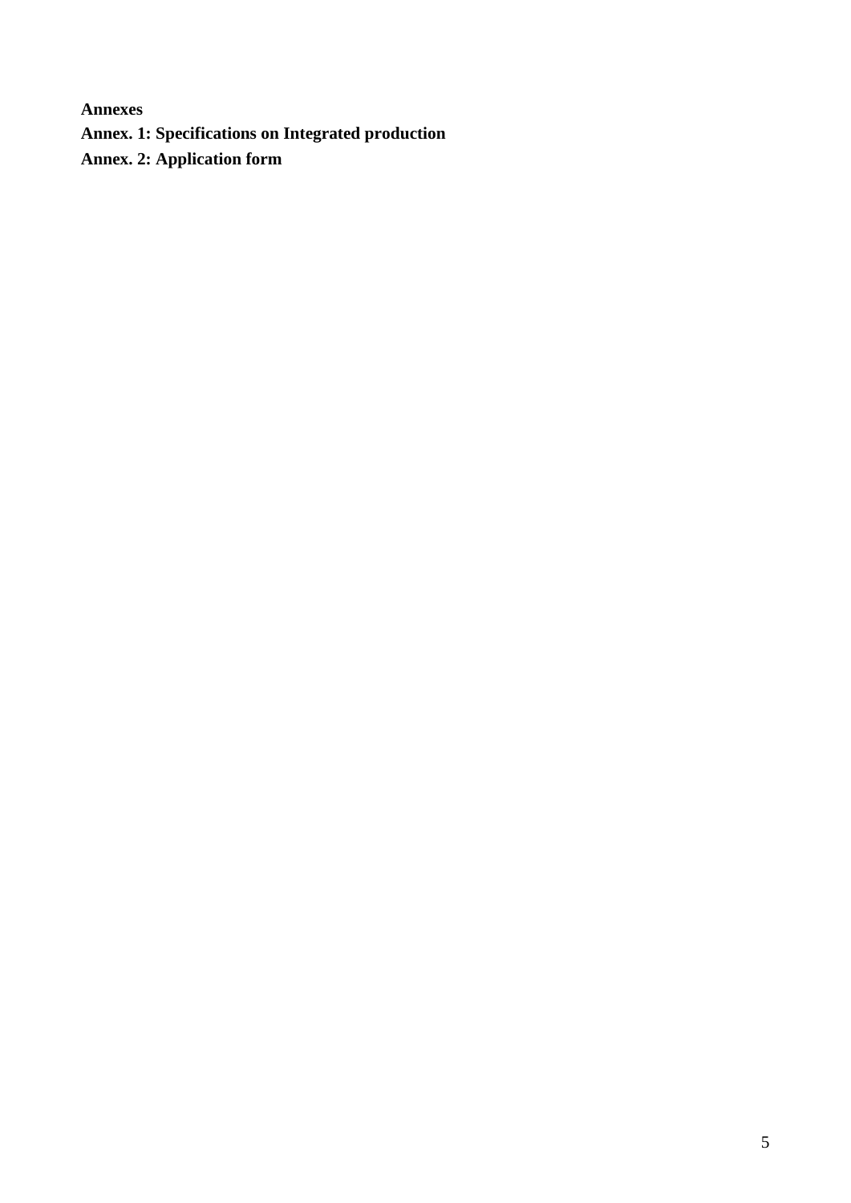**Annexes**

**Annex. 1: Specifications on Integrated production**

**Annex. 2: Application form**